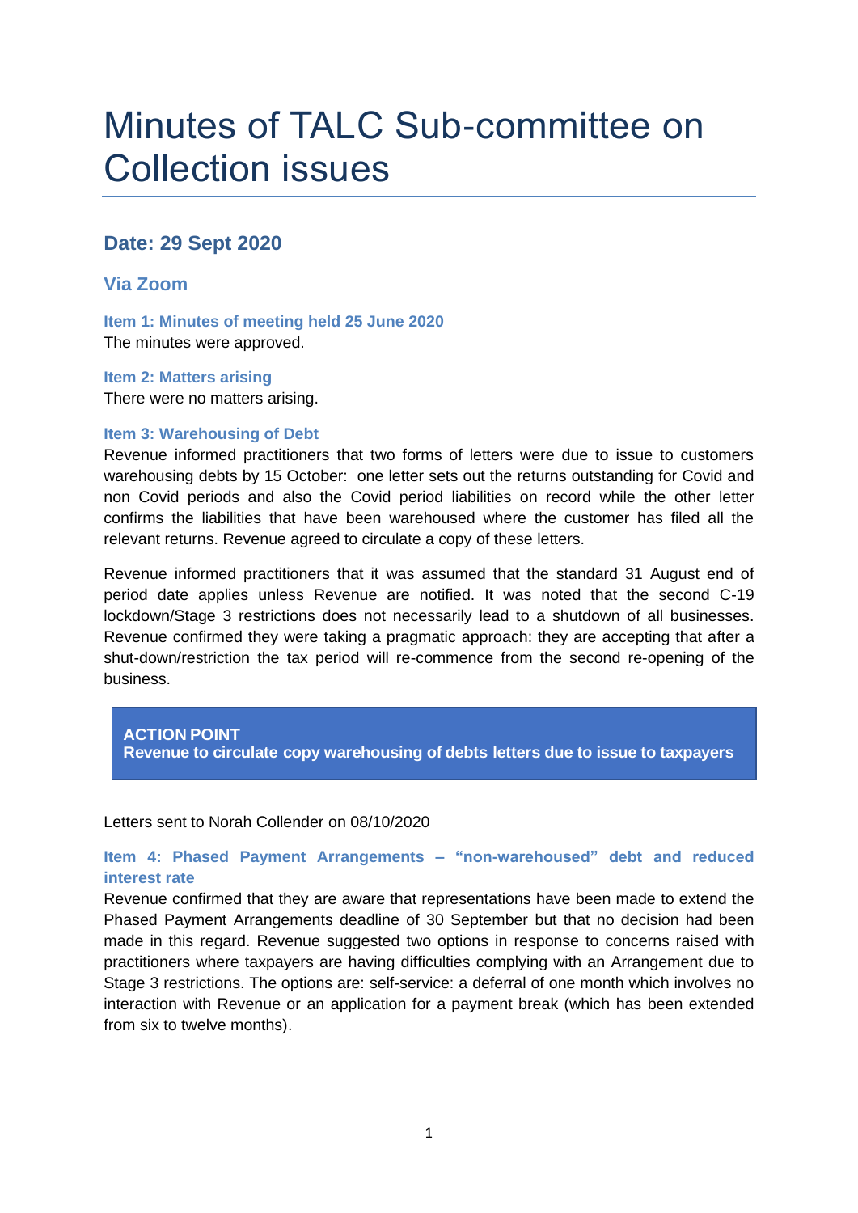# Minutes of TALC Sub-committee on Collection issues

## Date: 29 Sept 2020

## Via Zoom

### Item 1: Minutes of meeting held 25 June 2020

The minutes were approved.

### Item 2: Matters arising

There were no matters arising.

### Item 3: Warehousing of Debt

Revenue informed practitioners that two forms of letters were due to issue to customers warehousing debts by 15 October: one letter sets out the returns outstanding for Covid and non Covid periods and also the Covid period liabilities on record while the other letter confirms the liabilities that have been warehoused where the customer has filed all the relevant returns. Revenue agreed to circulate a copy of these letters.

Revenue informed practitioners that it was assumed that the standard 31 August end of period date applies unless Revenue are notified. It was noted that the second C-19 lockdown/Stage 3 restrictions does not necessarily lead to a shutdown of all businesses. Revenue confirmed they were taking a pragmatic approach: they are accepting that after a shut-down/restriction the tax period will re-commence from the second re-opening of the business.

> **ACTION POINT**
> **Revenue to circulate copy warehousing of debts letters due to issue to taxpayers**

Letters sent to Norah Collender on 08/10/2020

### Item 4: Phased Payment Arrangements – "non-warehoused" debt and reduced interest rate

Revenue confirmed that they are aware that representations have been made to extend the Phased Payment Arrangements deadline of 30 September but that no decision had been made in this regard. Revenue suggested two options in response to concerns raised with practitioners where taxpayers are having difficulties complying with an Arrangement due to Stage 3 restrictions. The options are: self-service: a deferral of one month which involves no interaction with Revenue or an application for a payment break (which has been extended from six to twelve months).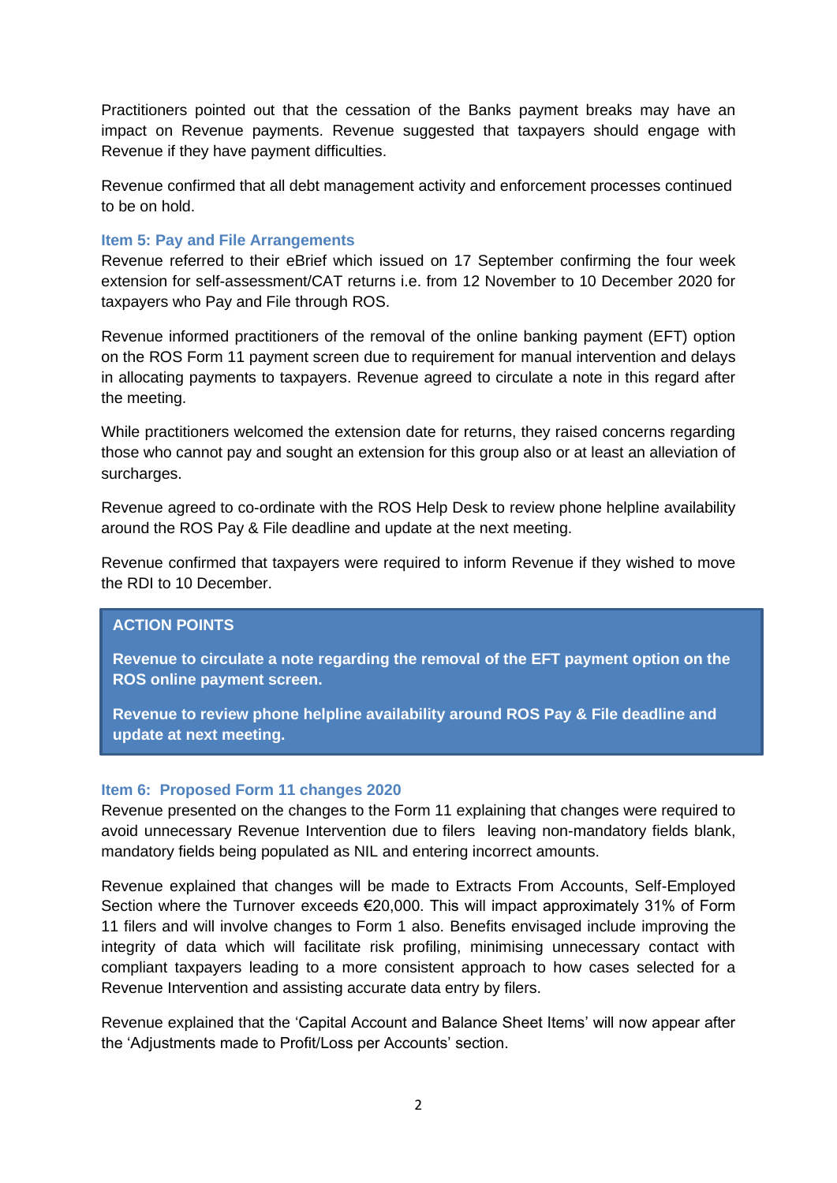Practitioners pointed out that the cessation of the Banks payment breaks may have an impact on Revenue payments. Revenue suggested that taxpayers should engage with Revenue if they have payment difficulties.

Revenue confirmed that all debt management activity and enforcement processes continued to be on hold.

### Item 5: Pay and File Arrangements

Revenue referred to their eBrief which issued on 17 September confirming the four week extension for self-assessment/CAT returns i.e. from 12 November to 10 December 2020 for taxpayers who Pay and File through ROS.

Revenue informed practitioners of the removal of the online banking payment (EFT) option on the ROS Form 11 payment screen due to requirement for manual intervention and delays in allocating payments to taxpayers. Revenue agreed to circulate a note in this regard after the meeting.

While practitioners welcomed the extension date for returns, they raised concerns regarding those who cannot pay and sought an extension for this group also or at least an alleviation of surcharges.

Revenue agreed to co-ordinate with the ROS Help Desk to review phone helpline availability around the ROS Pay & File deadline and update at the next meeting.

Revenue confirmed that taxpayers were required to inform Revenue if they wished to move the RDI to 10 December.

**ACTION POINTS**

**Revenue to circulate a note regarding the removal of the EFT payment option on the ROS online payment screen.**

**Revenue to review phone helpline availability around ROS Pay & File deadline and update at next meeting.**

### Item 6: Proposed Form 11 changes 2020

Revenue presented on the changes to the Form 11 explaining that changes were required to avoid unnecessary Revenue Intervention due to filers leaving non-mandatory fields blank, mandatory fields being populated as NIL and entering incorrect amounts.

Revenue explained that changes will be made to Extracts From Accounts, Self-Employed Section where the Turnover exceeds €20,000. This will impact approximately 31% of Form 11 filers and will involve changes to Form 1 also. Benefits envisaged include improving the integrity of data which will facilitate risk profiling, minimising unnecessary contact with compliant taxpayers leading to a more consistent approach to how cases selected for a Revenue Intervention and assisting accurate data entry by filers.

Revenue explained that the 'Capital Account and Balance Sheet Items' will now appear after the 'Adjustments made to Profit/Loss per Accounts' section.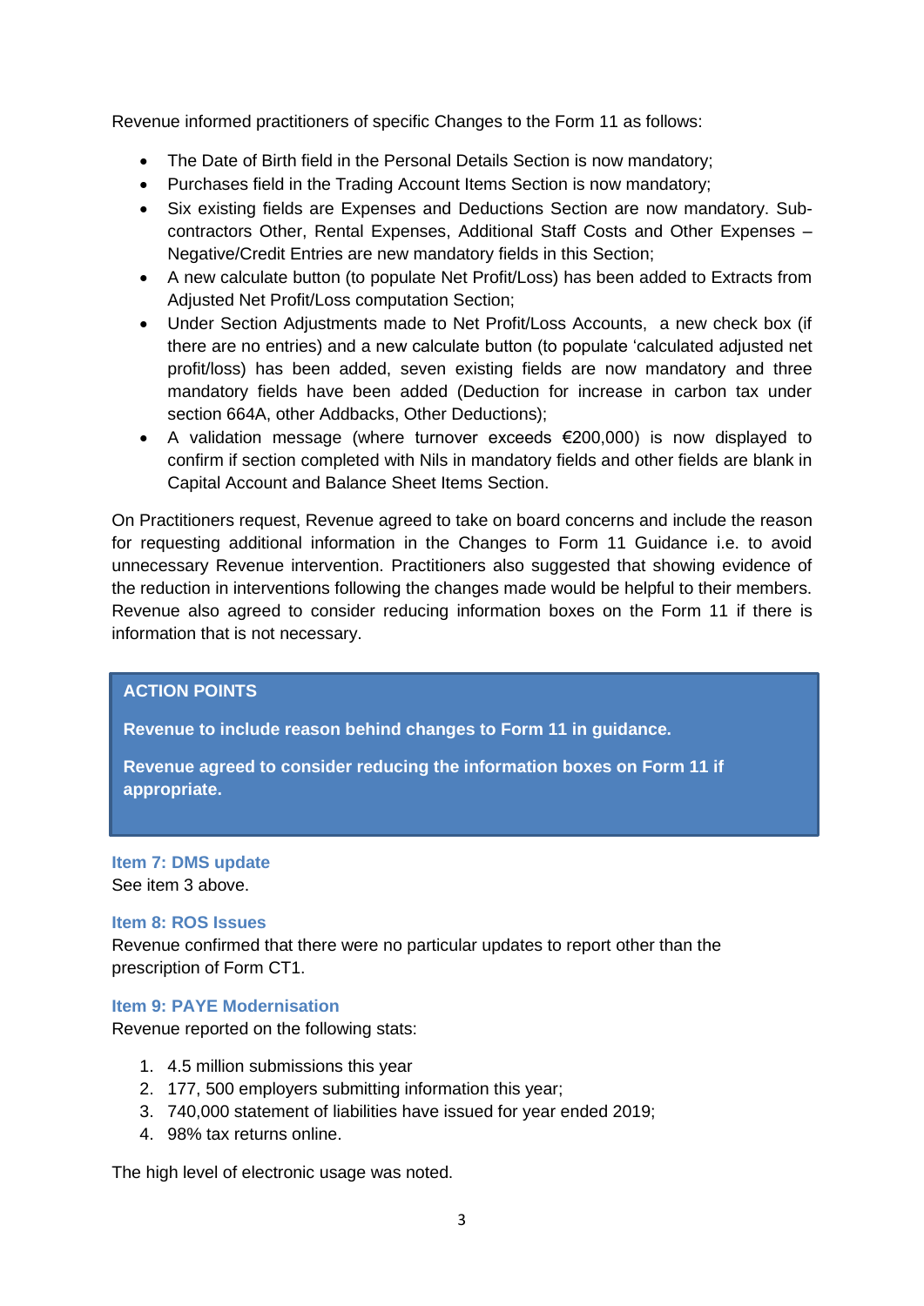Revenue informed practitioners of specific Changes to the Form 11 as follows:

- The Date of Birth field in the Personal Details Section is now mandatory;
- Purchases field in the Trading Account Items Section is now mandatory;
- Six existing fields are Expenses and Deductions Section are now mandatory. Sub-contractors Other, Rental Expenses, Additional Staff Costs and Other Expenses – Negative/Credit Entries are new mandatory fields in this Section;
- A new calculate button (to populate Net Profit/Loss) has been added to Extracts from Adjusted Net Profit/Loss computation Section;
- Under Section Adjustments made to Net Profit/Loss Accounts, a new check box (if there are no entries) and a new calculate button (to populate 'calculated adjusted net profit/loss) has been added, seven existing fields are now mandatory and three mandatory fields have been added (Deduction for increase in carbon tax under section 664A, other Addbacks, Other Deductions);
- A validation message (where turnover exceeds €200,000) is now displayed to confirm if section completed with Nils in mandatory fields and other fields are blank in Capital Account and Balance Sheet Items Section.

On Practitioners request, Revenue agreed to take on board concerns and include the reason for requesting additional information in the Changes to Form 11 Guidance i.e. to avoid unnecessary Revenue intervention. Practitioners also suggested that showing evidence of the reduction in interventions following the changes made would be helpful to their members. Revenue also agreed to consider reducing information boxes on the Form 11 if there is information that is not necessary.

**ACTION POINTS**

**Revenue to include reason behind changes to Form 11 in guidance.**

**Revenue agreed to consider reducing the information boxes on Form 11 if appropriate.**

### Item 7: DMS update

See item 3 above.

### Item 8: ROS Issues

Revenue confirmed that there were no particular updates to report other than the prescription of Form CT1.

### Item 9: PAYE Modernisation

Revenue reported on the following stats:

1. 4.5 million submissions this year
2. 177, 500 employers submitting information this year;
3. 740,000 statement of liabilities have issued for year ended 2019;
4. 98% tax returns online.

The high level of electronic usage was noted.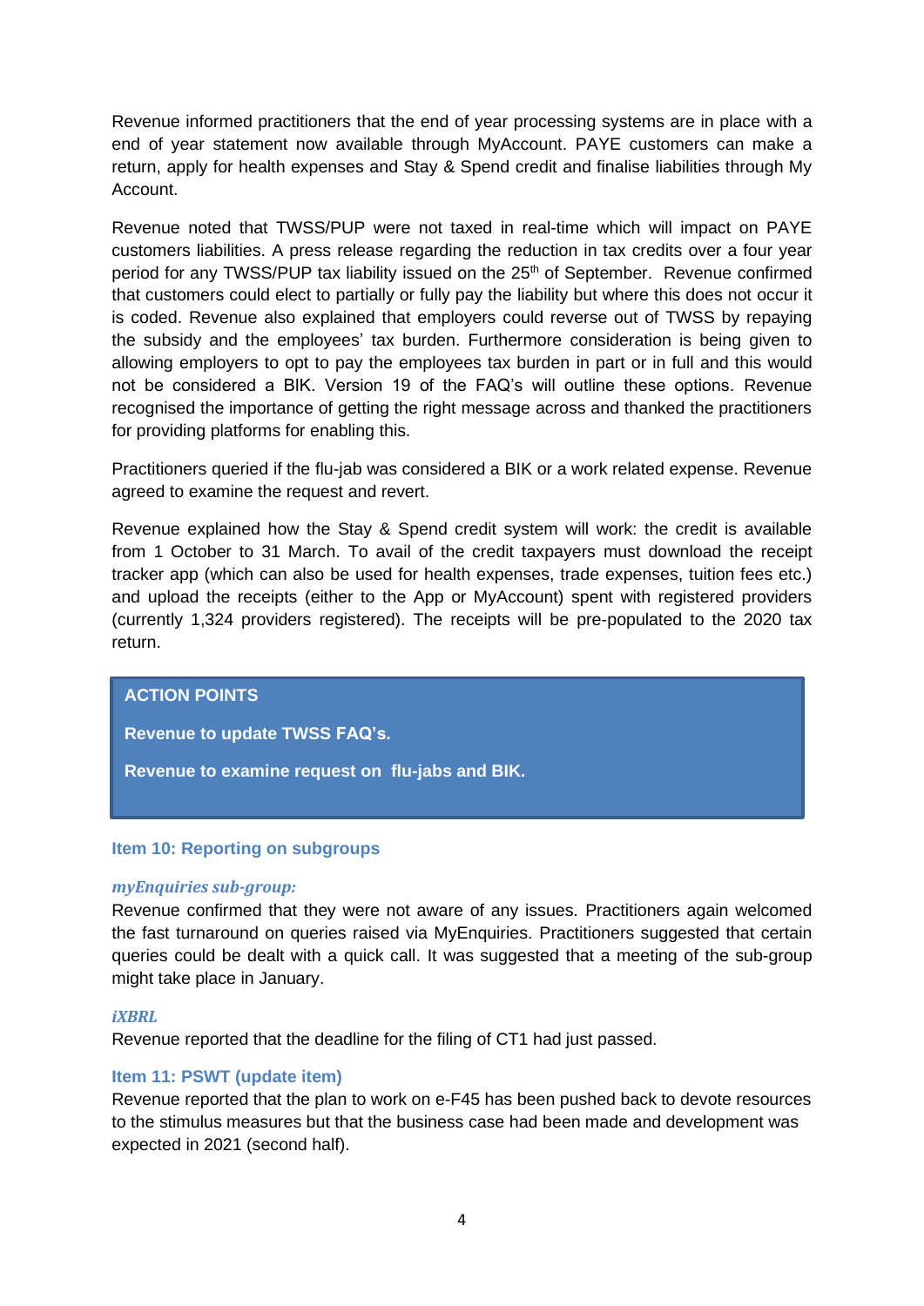Revenue informed practitioners that the end of year processing systems are in place with a end of year statement now available through MyAccount. PAYE customers can make a return, apply for health expenses and Stay & Spend credit and finalise liabilities through My Account.

Revenue noted that TWSS/PUP were not taxed in real-time which will impact on PAYE customers liabilities. A press release regarding the reduction in tax credits over a four year period for any TWSS/PUP tax liability issued on the 25th of September. Revenue confirmed that customers could elect to partially or fully pay the liability but where this does not occur it is coded. Revenue also explained that employers could reverse out of TWSS by repaying the subsidy and the employees' tax burden. Furthermore consideration is being given to allowing employers to opt to pay the employees tax burden in part or in full and this would not be considered a BIK. Version 19 of the FAQ's will outline these options. Revenue recognised the importance of getting the right message across and thanked the practitioners for providing platforms for enabling this.

Practitioners queried if the flu-jab was considered a BIK or a work related expense. Revenue agreed to examine the request and revert.

Revenue explained how the Stay & Spend credit system will work: the credit is available from 1 October to 31 March. To avail of the credit taxpayers must download the receipt tracker app (which can also be used for health expenses, trade expenses, tuition fees etc.) and upload the receipts (either to the App or MyAccount) spent with registered providers (currently 1,324 providers registered). The receipts will be pre-populated to the 2020 tax return.

**ACTION POINTS**

**Revenue to update TWSS FAQ's.**

**Revenue to examine request on flu-jabs and BIK.**

### Item 10: Reporting on subgroups

***myEnquiries sub-group:***

Revenue confirmed that they were not aware of any issues. Practitioners again welcomed the fast turnaround on queries raised via MyEnquiries. Practitioners suggested that certain queries could be dealt with a quick call. It was suggested that a meeting of the sub-group might take place in January.

***iXBRL***

Revenue reported that the deadline for the filing of CT1 had just passed.

### Item 11: PSWT (update item)

Revenue reported that the plan to work on e-F45 has been pushed back to devote resources to the stimulus measures but that the business case had been made and development was expected in 2021 (second half).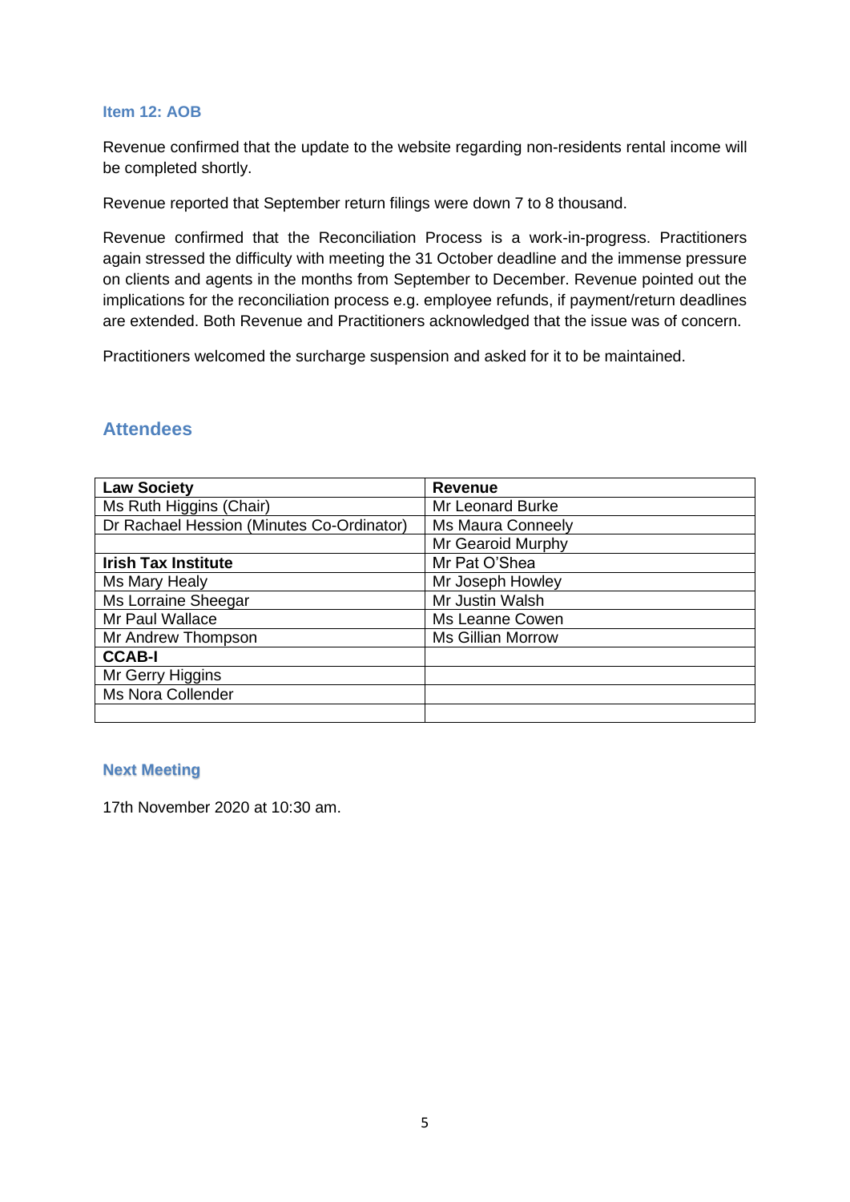### Item 12: AOB

Revenue confirmed that the update to the website regarding non-residents rental income will be completed shortly.

Revenue reported that September return filings were down 7 to 8 thousand.

Revenue confirmed that the Reconciliation Process is a work-in-progress. Practitioners again stressed the difficulty with meeting the 31 October deadline and the immense pressure on clients and agents in the months from September to December. Revenue pointed out the implications for the reconciliation process e.g. employee refunds, if payment/return deadlines are extended. Both Revenue and Practitioners acknowledged that the issue was of concern.

Practitioners welcomed the surcharge suspension and asked for it to be maintained.

## Attendees

| **Law Society** | **Revenue** |
|---|---|
| Ms Ruth Higgins (Chair) | Mr Leonard Burke |
| Dr Rachael Hession (Minutes Co-Ordinator) | Ms Maura Conneely |
| | Mr Gearoid Murphy |
| **Irish Tax Institute** | Mr Pat O'Shea |
| Ms Mary Healy | Mr Joseph Howley |
| Ms Lorraine Sheegar | Mr Justin Walsh |
| Mr Paul Wallace | Ms Leanne Cowen |
| Mr Andrew Thompson | Ms Gillian Morrow |
| **CCAB-I** | |
| Mr Gerry Higgins | |
| Ms Nora Collender | |
| | |

### Next Meeting

17th November 2020 at 10:30 am.